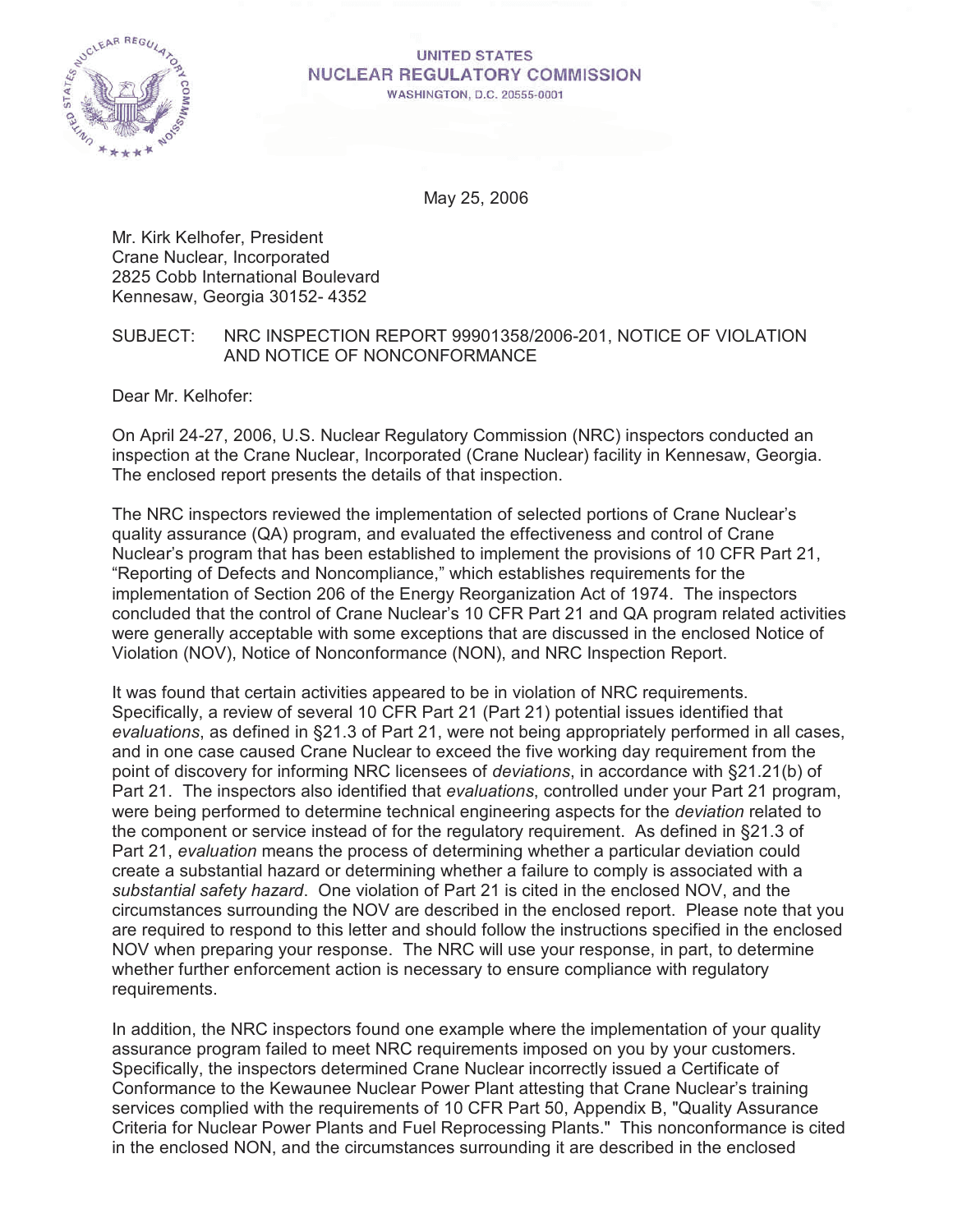UNITED STATES
NUCLEAR REGULATORY COMMISSION
WASHINGTON, D.C. 20555-0001

May 25, 2006

Mr. Kirk Kelhofer, President
Crane Nuclear, Incorporated
2825 Cobb International Boulevard
Kennesaw, Georgia 30152- 4352

SUBJECT: NRC INSPECTION REPORT 99901358/2006-201, NOTICE OF VIOLATION AND NOTICE OF NONCONFORMANCE

Dear Mr. Kelhofer:

On April 24-27, 2006, U.S. Nuclear Regulatory Commission (NRC) inspectors conducted an inspection at the Crane Nuclear, Incorporated (Crane Nuclear) facility in Kennesaw, Georgia. The enclosed report presents the details of that inspection.

The NRC inspectors reviewed the implementation of selected portions of Crane Nuclear's quality assurance (QA) program, and evaluated the effectiveness and control of Crane Nuclear's program that has been established to implement the provisions of 10 CFR Part 21, "Reporting of Defects and Noncompliance," which establishes requirements for the implementation of Section 206 of the Energy Reorganization Act of 1974. The inspectors concluded that the control of Crane Nuclear's 10 CFR Part 21 and QA program related activities were generally acceptable with some exceptions that are discussed in the enclosed Notice of Violation (NOV), Notice of Nonconformance (NON), and NRC Inspection Report.

It was found that certain activities appeared to be in violation of NRC requirements. Specifically, a review of several 10 CFR Part 21 (Part 21) potential issues identified that *evaluations*, as defined in §21.3 of Part 21, were not being appropriately performed in all cases, and in one case caused Crane Nuclear to exceed the five working day requirement from the point of discovery for informing NRC licensees of *deviations*, in accordance with §21.21(b) of Part 21. The inspectors also identified that *evaluations*, controlled under your Part 21 program, were being performed to determine technical engineering aspects for the *deviation* related to the component or service instead of for the regulatory requirement. As defined in §21.3 of Part 21, *evaluation* means the process of determining whether a particular deviation could create a substantial hazard or determining whether a failure to comply is associated with a *substantial safety hazard*. One violation of Part 21 is cited in the enclosed NOV, and the circumstances surrounding the NOV are described in the enclosed report. Please note that you are required to respond to this letter and should follow the instructions specified in the enclosed NOV when preparing your response. The NRC will use your response, in part, to determine whether further enforcement action is necessary to ensure compliance with regulatory requirements.

In addition, the NRC inspectors found one example where the implementation of your quality assurance program failed to meet NRC requirements imposed on you by your customers. Specifically, the inspectors determined Crane Nuclear incorrectly issued a Certificate of Conformance to the Kewaunee Nuclear Power Plant attesting that Crane Nuclear's training services complied with the requirements of 10 CFR Part 50, Appendix B, "Quality Assurance Criteria for Nuclear Power Plants and Fuel Reprocessing Plants." This nonconformance is cited in the enclosed NON, and the circumstances surrounding it are described in the enclosed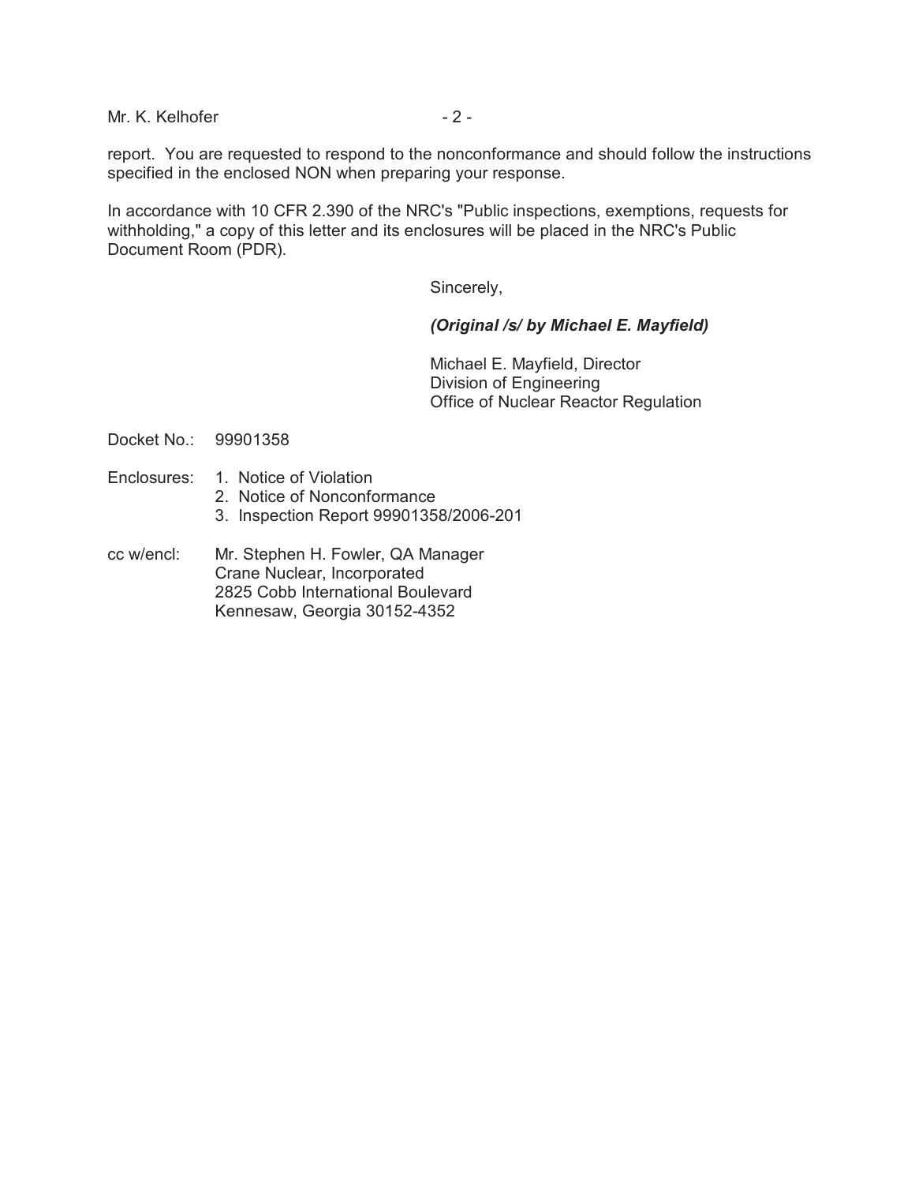report. You are requested to respond to the nonconformance and should follow the instructions specified in the enclosed NON when preparing your response.

In accordance with 10 CFR 2.390 of the NRC's "Public inspections, exemptions, requests for withholding," a copy of this letter and its enclosures will be placed in the NRC's Public Document Room (PDR).

Sincerely,

***(Original /s/ by Michael E. Mayfield)***

Michael E. Mayfield, Director
Division of Engineering
Office of Nuclear Reactor Regulation

Docket No.: 99901358

Enclosures:
1. Notice of Violation
2. Notice of Nonconformance
3. Inspection Report 99901358/2006-201

cc w/encl: Mr. Stephen H. Fowler, QA Manager
Crane Nuclear, Incorporated
2825 Cobb International Boulevard
Kennesaw, Georgia 30152-4352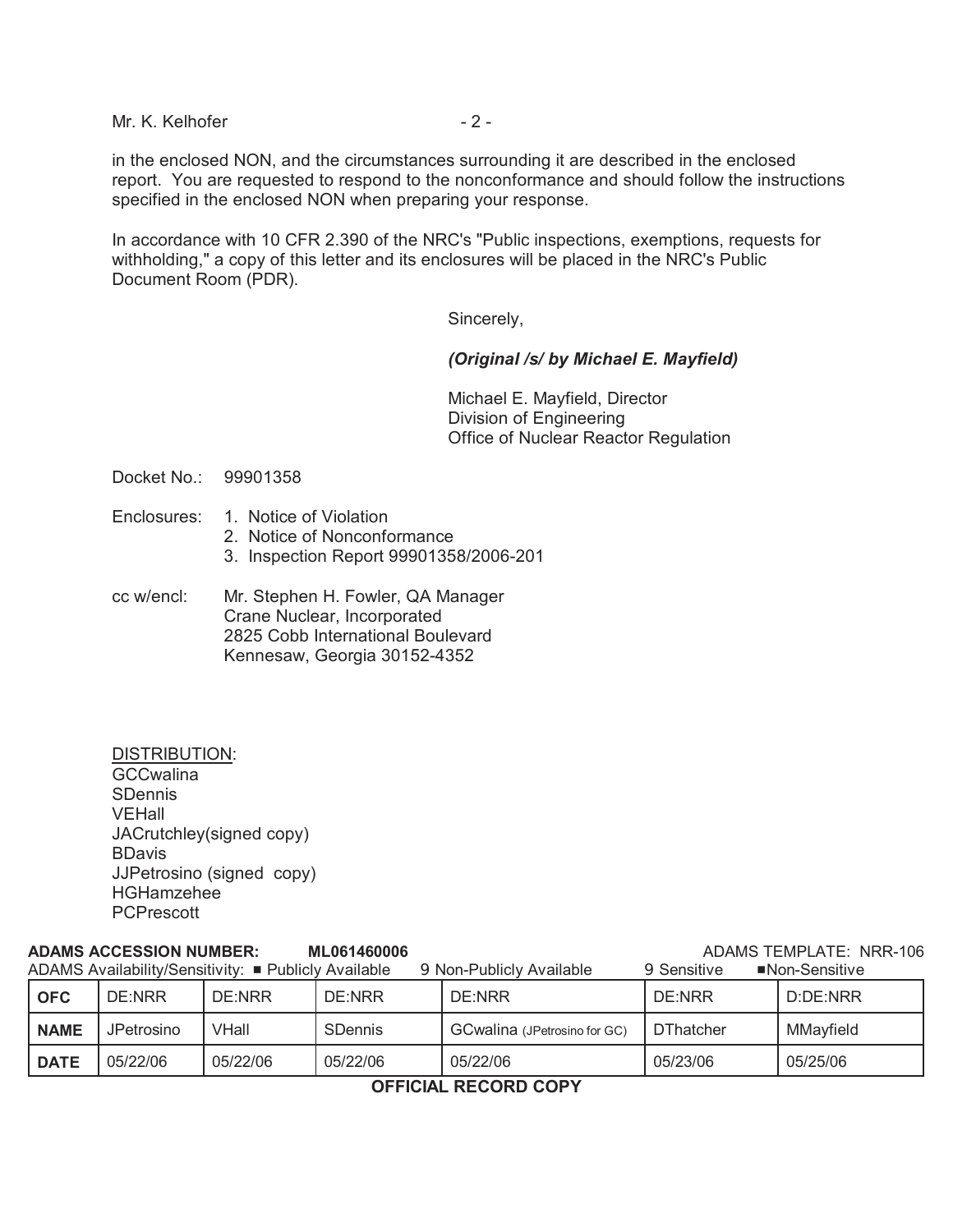Mr. K. Kelhofer

in the enclosed NON, and the circumstances surrounding it are described in the enclosed report. You are requested to respond to the nonconformance and should follow the instructions specified in the enclosed NON when preparing your response.

In accordance with 10 CFR 2.390 of the NRC's "Public inspections, exemptions, requests for withholding," a copy of this letter and its enclosures will be placed in the NRC's Public Document Room (PDR).

Sincerely,

***(Original /s/ by Michael E. Mayfield)***

Michael E. Mayfield, Director
Division of Engineering
Office of Nuclear Reactor Regulation

Docket No.: 99901358

Enclosures:
1. Notice of Violation
2. Notice of Nonconformance
3. Inspection Report 99901358/2006-201

cc w/encl: Mr. Stephen H. Fowler, QA Manager
Crane Nuclear, Incorporated
2825 Cobb International Boulevard
Kennesaw, Georgia 30152-4352

DISTRIBUTION:
GCCwalina
SDennis
VEHall
JACrutchley(signed copy)
BDavis
JJPetrosino (signed copy)
HGHamzehee
PCPrescott

**ADAMS ACCESSION NUMBER: ML061460006** ADAMS TEMPLATE: NRR-106

ADAMS Availability/Sensitivity: ■ Publicly Available 9 Non-Publicly Available 9 Sensitive ■Non-Sensitive

| OFC | DE:NRR | DE:NRR | DE:NRR | DE:NRR | DE:NRR | D:DE:NRR |
|---|---|---|---|---|---|---|
| NAME | JPetrosino | VHall | SDennis | GCwalina (JPetrosino for GC) | DThatcher | MMayfield |
| DATE | 05/22/06 | 05/22/06 | 05/22/06 | 05/22/06 | 05/23/06 | 05/25/06 |

**OFFICIAL RECORD COPY**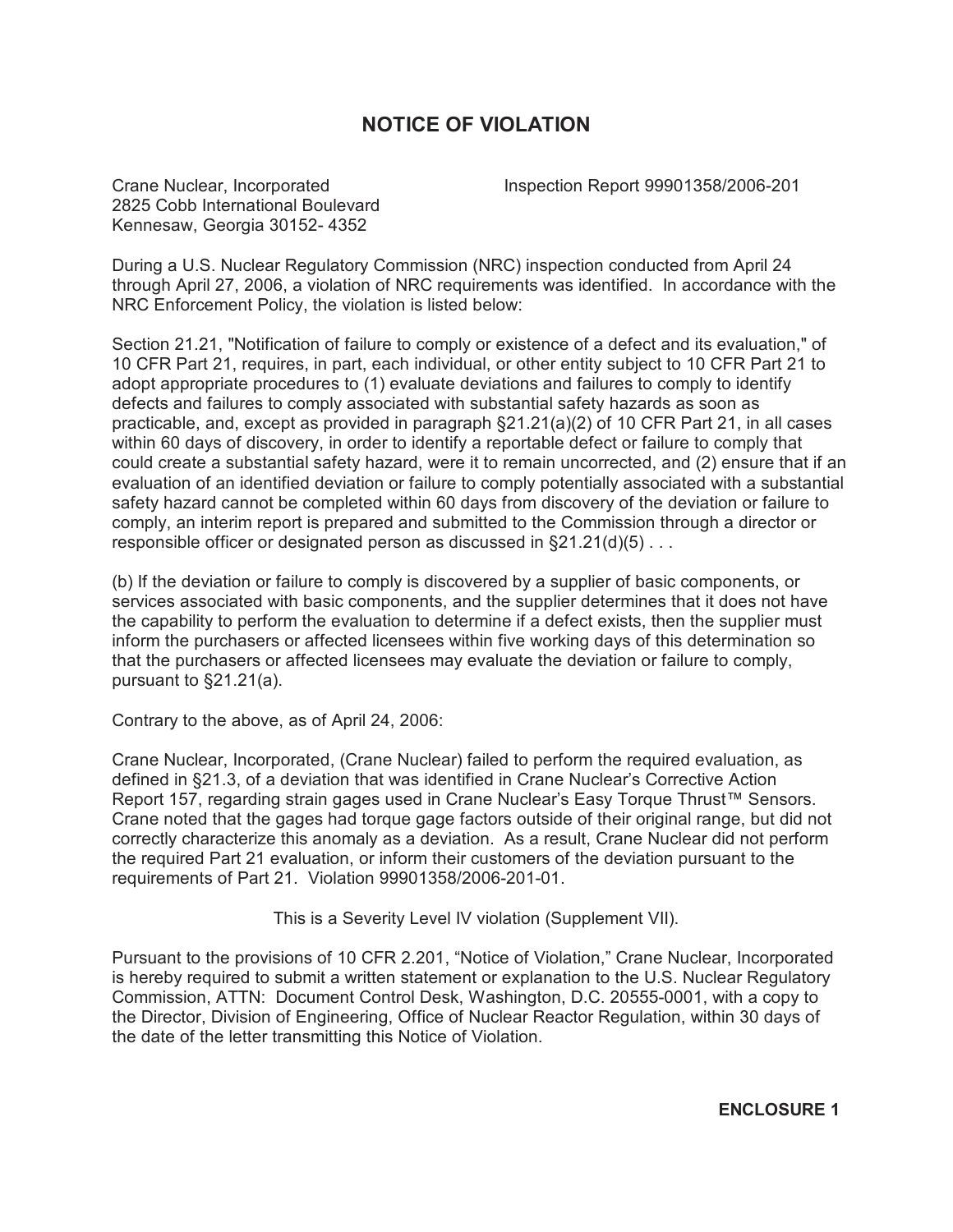# NOTICE OF VIOLATION

Crane Nuclear, Incorporated
2825 Cobb International Boulevard
Kennesaw, Georgia 30152- 4352

Inspection Report 99901358/2006-201

During a U.S. Nuclear Regulatory Commission (NRC) inspection conducted from April 24 through April 27, 2006, a violation of NRC requirements was identified. In accordance with the NRC Enforcement Policy, the violation is listed below:

Section 21.21, "Notification of failure to comply or existence of a defect and its evaluation," of 10 CFR Part 21, requires, in part, each individual, or other entity subject to 10 CFR Part 21 to adopt appropriate procedures to (1) evaluate deviations and failures to comply to identify defects and failures to comply associated with substantial safety hazards as soon as practicable, and, except as provided in paragraph §21.21(a)(2) of 10 CFR Part 21, in all cases within 60 days of discovery, in order to identify a reportable defect or failure to comply that could create a substantial safety hazard, were it to remain uncorrected, and (2) ensure that if an evaluation of an identified deviation or failure to comply potentially associated with a substantial safety hazard cannot be completed within 60 days from discovery of the deviation or failure to comply, an interim report is prepared and submitted to the Commission through a director or responsible officer or designated person as discussed in §21.21(d)(5) . . .

(b) If the deviation or failure to comply is discovered by a supplier of basic components, or services associated with basic components, and the supplier determines that it does not have the capability to perform the evaluation to determine if a defect exists, then the supplier must inform the purchasers or affected licensees within five working days of this determination so that the purchasers or affected licensees may evaluate the deviation or failure to comply, pursuant to §21.21(a).

Contrary to the above, as of April 24, 2006:

Crane Nuclear, Incorporated, (Crane Nuclear) failed to perform the required evaluation, as defined in §21.3, of a deviation that was identified in Crane Nuclear's Corrective Action Report 157, regarding strain gages used in Crane Nuclear's Easy Torque Thrust™ Sensors. Crane noted that the gages had torque gage factors outside of their original range, but did not correctly characterize this anomaly as a deviation. As a result, Crane Nuclear did not perform the required Part 21 evaluation, or inform their customers of the deviation pursuant to the requirements of Part 21. Violation 99901358/2006-201-01.

This is a Severity Level IV violation (Supplement VII).

Pursuant to the provisions of 10 CFR 2.201, "Notice of Violation," Crane Nuclear, Incorporated is hereby required to submit a written statement or explanation to the U.S. Nuclear Regulatory Commission, ATTN: Document Control Desk, Washington, D.C. 20555-0001, with a copy to the Director, Division of Engineering, Office of Nuclear Reactor Regulation, within 30 days of the date of the letter transmitting this Notice of Violation.

**ENCLOSURE 1**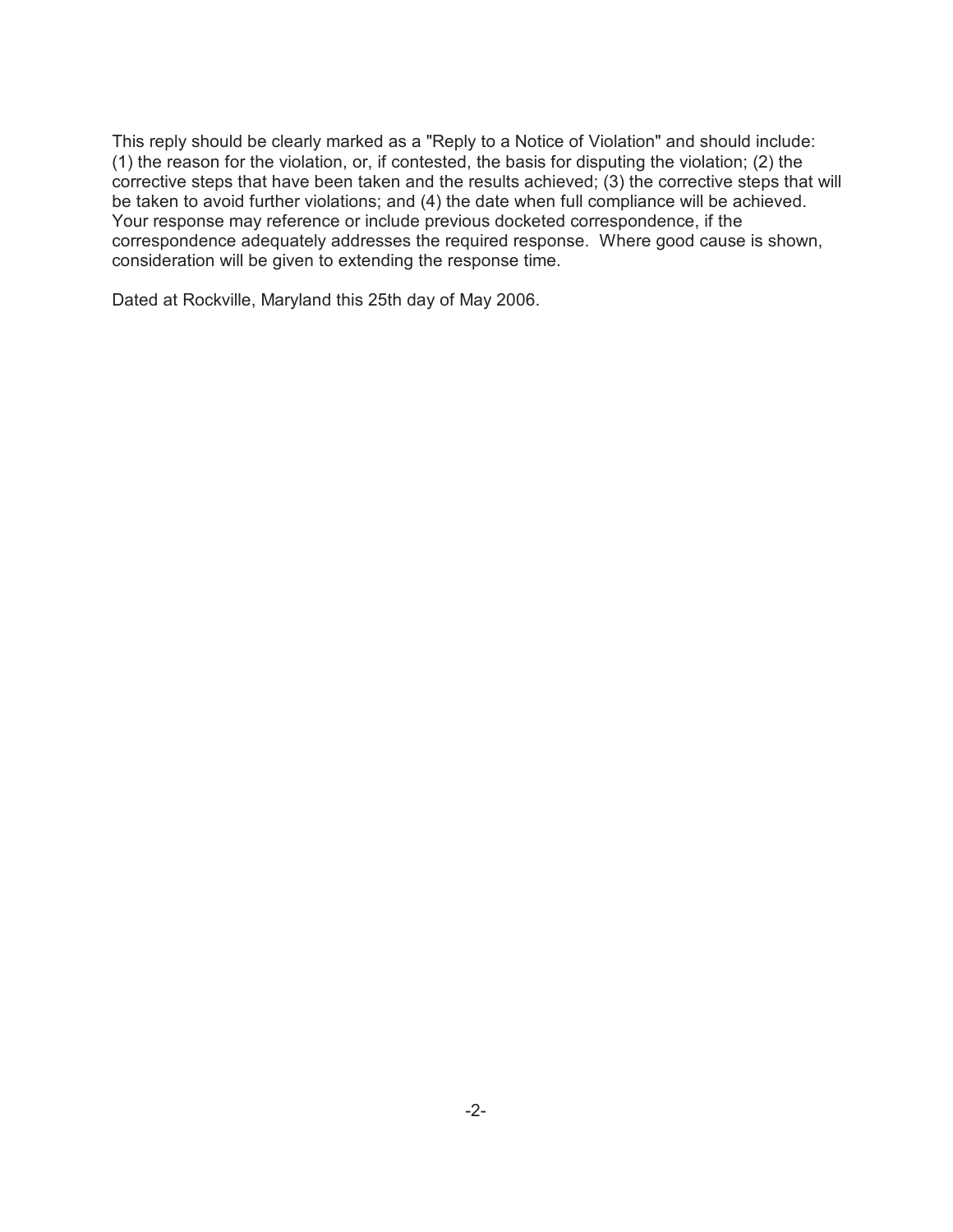This reply should be clearly marked as a "Reply to a Notice of Violation" and should include: (1) the reason for the violation, or, if contested, the basis for disputing the violation; (2) the corrective steps that have been taken and the results achieved; (3) the corrective steps that will be taken to avoid further violations; and (4) the date when full compliance will be achieved. Your response may reference or include previous docketed correspondence, if the correspondence adequately addresses the required response. Where good cause is shown, consideration will be given to extending the response time.

Dated at Rockville, Maryland this 25th day of May 2006.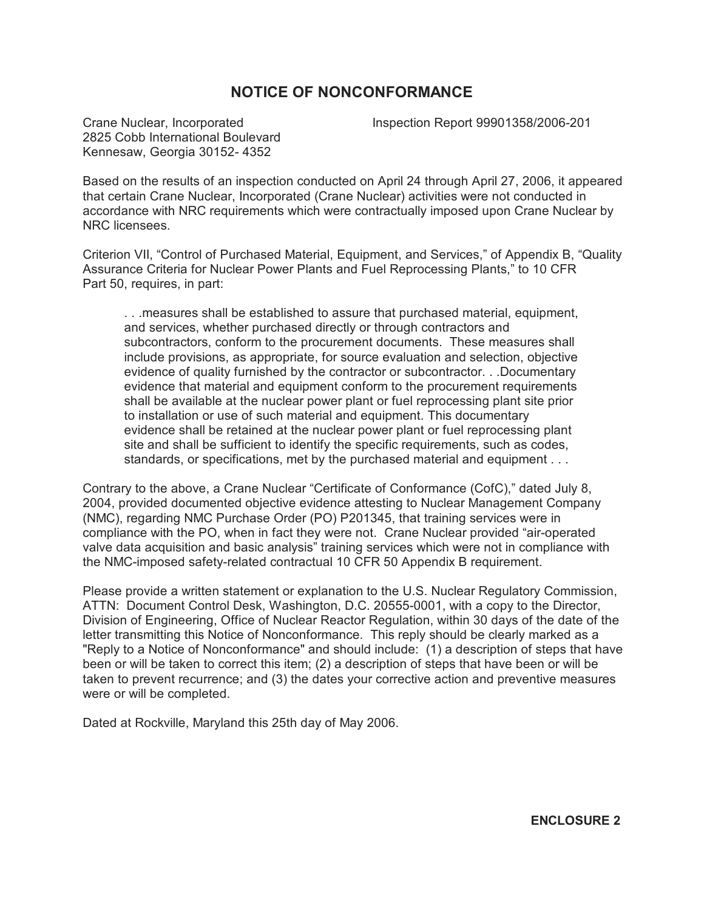# NOTICE OF NONCONFORMANCE

Crane Nuclear, Incorporated
2825 Cobb International Boulevard
Kennesaw, Georgia 30152- 4352

Inspection Report 99901358/2006-201

Based on the results of an inspection conducted on April 24 through April 27, 2006, it appeared that certain Crane Nuclear, Incorporated (Crane Nuclear) activities were not conducted in accordance with NRC requirements which were contractually imposed upon Crane Nuclear by NRC licensees.

Criterion VII, "Control of Purchased Material, Equipment, and Services," of Appendix B, "Quality Assurance Criteria for Nuclear Power Plants and Fuel Reprocessing Plants," to 10 CFR Part 50, requires, in part:

> . . .measures shall be established to assure that purchased material, equipment, and services, whether purchased directly or through contractors and subcontractors, conform to the procurement documents. These measures shall include provisions, as appropriate, for source evaluation and selection, objective evidence of quality furnished by the contractor or subcontractor. . .Documentary evidence that material and equipment conform to the procurement requirements shall be available at the nuclear power plant or fuel reprocessing plant site prior to installation or use of such material and equipment. This documentary evidence shall be retained at the nuclear power plant or fuel reprocessing plant site and shall be sufficient to identify the specific requirements, such as codes, standards, or specifications, met by the purchased material and equipment . . .

Contrary to the above, a Crane Nuclear "Certificate of Conformance (CofC)," dated July 8, 2004, provided documented objective evidence attesting to Nuclear Management Company (NMC), regarding NMC Purchase Order (PO) P201345, that training services were in compliance with the PO, when in fact they were not. Crane Nuclear provided "air-operated valve data acquisition and basic analysis" training services which were not in compliance with the NMC-imposed safety-related contractual 10 CFR 50 Appendix B requirement.

Please provide a written statement or explanation to the U.S. Nuclear Regulatory Commission, ATTN: Document Control Desk, Washington, D.C. 20555-0001, with a copy to the Director, Division of Engineering, Office of Nuclear Reactor Regulation, within 30 days of the date of the letter transmitting this Notice of Nonconformance. This reply should be clearly marked as a "Reply to a Notice of Nonconformance" and should include: (1) a description of steps that have been or will be taken to correct this item; (2) a description of steps that have been or will be taken to prevent recurrence; and (3) the dates your corrective action and preventive measures were or will be completed.

Dated at Rockville, Maryland this 25th day of May 2006.

**ENCLOSURE 2**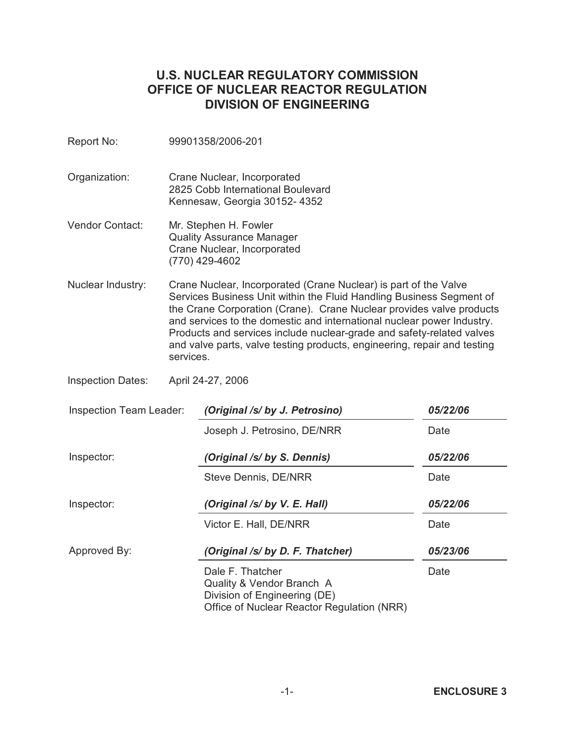# U.S. NUCLEAR REGULATORY COMMISSION
# OFFICE OF NUCLEAR REACTOR REGULATION
# DIVISION OF ENGINEERING

Report No: 99901358/2006-201

Organization: Crane Nuclear, Incorporated
2825 Cobb International Boulevard
Kennesaw, Georgia 30152- 4352

Vendor Contact: Mr. Stephen H. Fowler
Quality Assurance Manager
Crane Nuclear, Incorporated
(770) 429-4602

Nuclear Industry: Crane Nuclear, Incorporated (Crane Nuclear) is part of the Valve Services Business Unit within the Fluid Handling Business Segment of the Crane Corporation (Crane). Crane Nuclear provides valve products and services to the domestic and international nuclear power Industry. Products and services include nuclear-grade and safety-related valves and valve parts, valve testing products, engineering, repair and testing services.

Inspection Dates: April 24-27, 2006

| | | |
|---|---|---|
| Inspection Team Leader: | *(Original /s/ by J. Petrosino)* | *05/22/06* |
| | Joseph J. Petrosino, DE/NRR | Date |
| Inspector: | *(Original /s/ by S. Dennis)* | *05/22/06* |
| | Steve Dennis, DE/NRR | Date |
| Inspector: | *(Original /s/ by V. E. Hall)* | *05/22/06* |
| | Victor E. Hall, DE/NRR | Date |
| Approved By: | *(Original /s/ by D. F. Thatcher)* | *05/23/06* |
| | Dale F. Thatcher<br>Quality & Vendor Branch A<br>Division of Engineering (DE)<br>Office of Nuclear Reactor Regulation (NRR) | Date |

**ENCLOSURE 3**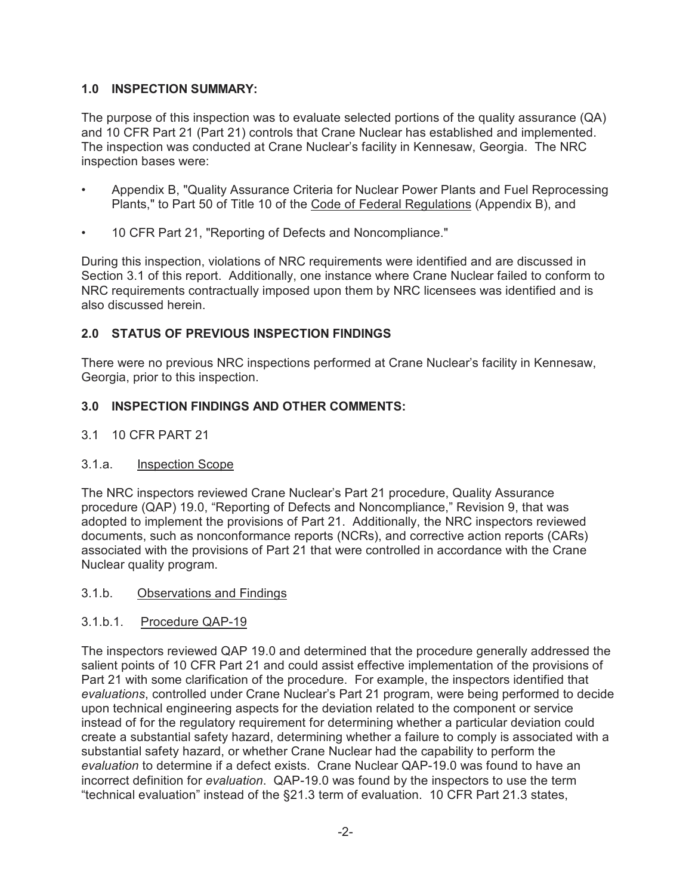## 1.0 INSPECTION SUMMARY:

The purpose of this inspection was to evaluate selected portions of the quality assurance (QA) and 10 CFR Part 21 (Part 21) controls that Crane Nuclear has established and implemented. The inspection was conducted at Crane Nuclear's facility in Kennesaw, Georgia. The NRC inspection bases were:

- Appendix B, "Quality Assurance Criteria for Nuclear Power Plants and Fuel Reprocessing Plants," to Part 50 of Title 10 of the Code of Federal Regulations (Appendix B), and
- 10 CFR Part 21, "Reporting of Defects and Noncompliance."

During this inspection, violations of NRC requirements were identified and are discussed in Section 3.1 of this report. Additionally, one instance where Crane Nuclear failed to conform to NRC requirements contractually imposed upon them by NRC licensees was identified and is also discussed herein.

## 2.0 STATUS OF PREVIOUS INSPECTION FINDINGS

There were no previous NRC inspections performed at Crane Nuclear's facility in Kennesaw, Georgia, prior to this inspection.

## 3.0 INSPECTION FINDINGS AND OTHER COMMENTS:

### 3.1 10 CFR PART 21

#### 3.1.a. Inspection Scope

The NRC inspectors reviewed Crane Nuclear's Part 21 procedure, Quality Assurance procedure (QAP) 19.0, "Reporting of Defects and Noncompliance," Revision 9, that was adopted to implement the provisions of Part 21. Additionally, the NRC inspectors reviewed documents, such as nonconformance reports (NCRs), and corrective action reports (CARs) associated with the provisions of Part 21 that were controlled in accordance with the Crane Nuclear quality program.

#### 3.1.b. Observations and Findings

#### 3.1.b.1. Procedure QAP-19

The inspectors reviewed QAP 19.0 and determined that the procedure generally addressed the salient points of 10 CFR Part 21 and could assist effective implementation of the provisions of Part 21 with some clarification of the procedure. For example, the inspectors identified that *evaluations*, controlled under Crane Nuclear's Part 21 program, were being performed to decide upon technical engineering aspects for the deviation related to the component or service instead of for the regulatory requirement for determining whether a particular deviation could create a substantial safety hazard, determining whether a failure to comply is associated with a substantial safety hazard, or whether Crane Nuclear had the capability to perform the *evaluation* to determine if a defect exists. Crane Nuclear QAP-19.0 was found to have an incorrect definition for *evaluation*. QAP-19.0 was found by the inspectors to use the term "technical evaluation" instead of the §21.3 term of evaluation. 10 CFR Part 21.3 states,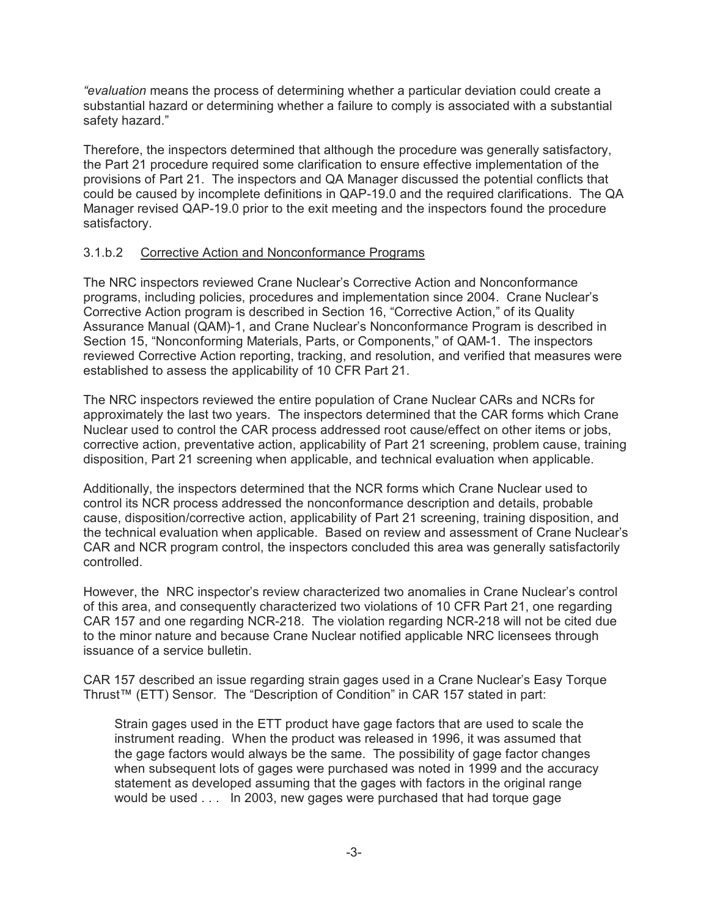*"evaluation* means the process of determining whether a particular deviation could create a substantial hazard or determining whether a failure to comply is associated with a substantial safety hazard."

Therefore, the inspectors determined that although the procedure was generally satisfactory, the Part 21 procedure required some clarification to ensure effective implementation of the provisions of Part 21. The inspectors and QA Manager discussed the potential conflicts that could be caused by incomplete definitions in QAP-19.0 and the required clarifications. The QA Manager revised QAP-19.0 prior to the exit meeting and the inspectors found the procedure satisfactory.

### 3.1.b.2 Corrective Action and Nonconformance Programs

The NRC inspectors reviewed Crane Nuclear's Corrective Action and Nonconformance programs, including policies, procedures and implementation since 2004. Crane Nuclear's Corrective Action program is described in Section 16, "Corrective Action," of its Quality Assurance Manual (QAM)-1, and Crane Nuclear's Nonconformance Program is described in Section 15, "Nonconforming Materials, Parts, or Components," of QAM-1. The inspectors reviewed Corrective Action reporting, tracking, and resolution, and verified that measures were established to assess the applicability of 10 CFR Part 21.

The NRC inspectors reviewed the entire population of Crane Nuclear CARs and NCRs for approximately the last two years. The inspectors determined that the CAR forms which Crane Nuclear used to control the CAR process addressed root cause/effect on other items or jobs, corrective action, preventative action, applicability of Part 21 screening, problem cause, training disposition, Part 21 screening when applicable, and technical evaluation when applicable.

Additionally, the inspectors determined that the NCR forms which Crane Nuclear used to control its NCR process addressed the nonconformance description and details, probable cause, disposition/corrective action, applicability of Part 21 screening, training disposition, and the technical evaluation when applicable. Based on review and assessment of Crane Nuclear's CAR and NCR program control, the inspectors concluded this area was generally satisfactorily controlled.

However, the NRC inspector's review characterized two anomalies in Crane Nuclear's control of this area, and consequently characterized two violations of 10 CFR Part 21, one regarding CAR 157 and one regarding NCR-218. The violation regarding NCR-218 will not be cited due to the minor nature and because Crane Nuclear notified applicable NRC licensees through issuance of a service bulletin.

CAR 157 described an issue regarding strain gages used in a Crane Nuclear's Easy Torque Thrust™ (ETT) Sensor. The "Description of Condition" in CAR 157 stated in part:

> Strain gages used in the ETT product have gage factors that are used to scale the instrument reading. When the product was released in 1996, it was assumed that the gage factors would always be the same. The possibility of gage factor changes when subsequent lots of gages were purchased was noted in 1999 and the accuracy statement as developed assuming that the gages with factors in the original range would be used . . . In 2003, new gages were purchased that had torque gage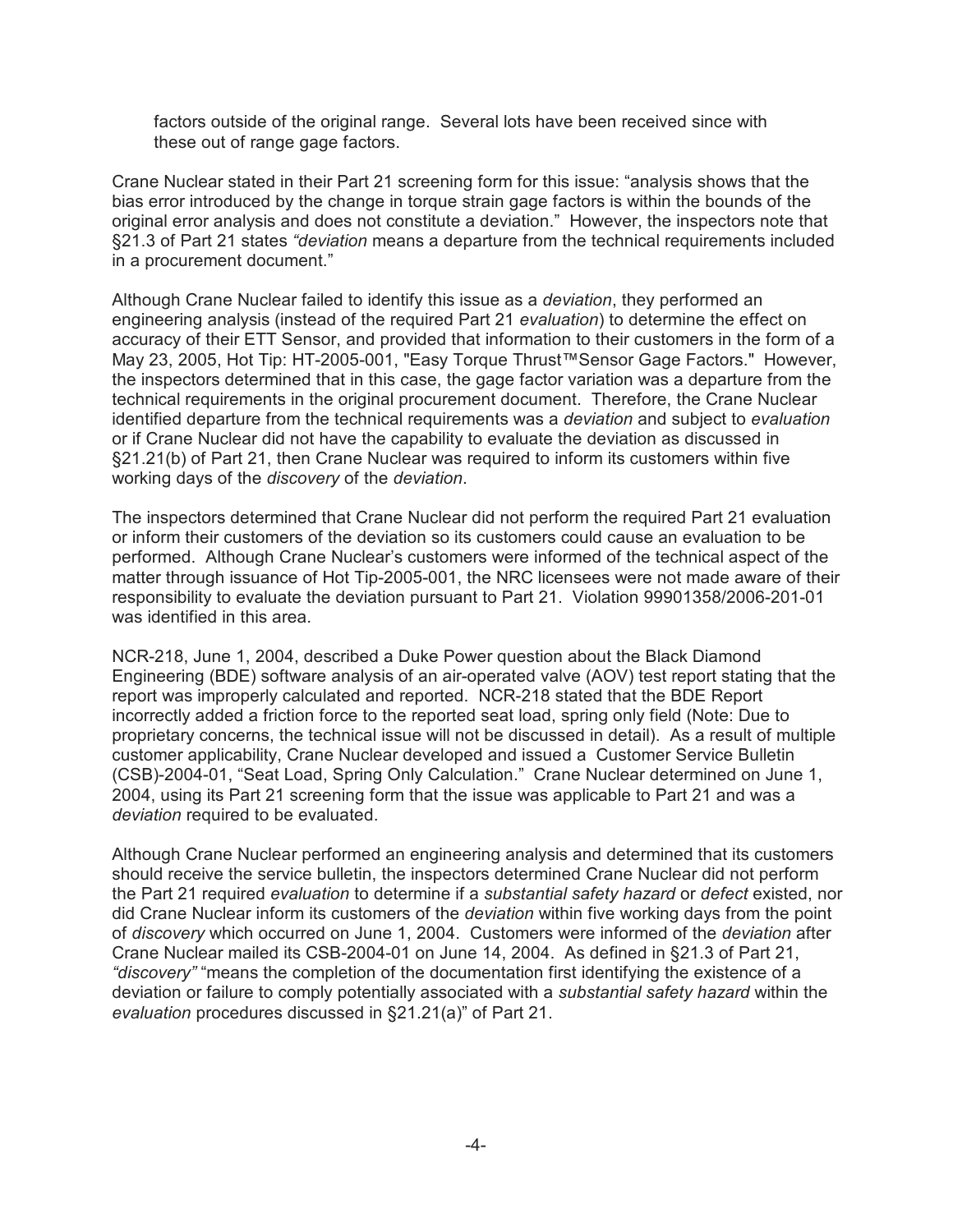factors outside of the original range. Several lots have been received since with these out of range gage factors.

Crane Nuclear stated in their Part 21 screening form for this issue: "analysis shows that the bias error introduced by the change in torque strain gage factors is within the bounds of the original error analysis and does not constitute a deviation." However, the inspectors note that §21.3 of Part 21 states *"deviation* means a departure from the technical requirements included in a procurement document."

Although Crane Nuclear failed to identify this issue as a *deviation*, they performed an engineering analysis (instead of the required Part 21 *evaluation*) to determine the effect on accuracy of their ETT Sensor, and provided that information to their customers in the form of a May 23, 2005, Hot Tip: HT-2005-001, "Easy Torque Thrust™Sensor Gage Factors." However, the inspectors determined that in this case, the gage factor variation was a departure from the technical requirements in the original procurement document. Therefore, the Crane Nuclear identified departure from the technical requirements was a *deviation* and subject to *evaluation* or if Crane Nuclear did not have the capability to evaluate the deviation as discussed in §21.21(b) of Part 21, then Crane Nuclear was required to inform its customers within five working days of the *discovery* of the *deviation*.

The inspectors determined that Crane Nuclear did not perform the required Part 21 evaluation or inform their customers of the deviation so its customers could cause an evaluation to be performed. Although Crane Nuclear's customers were informed of the technical aspect of the matter through issuance of Hot Tip-2005-001, the NRC licensees were not made aware of their responsibility to evaluate the deviation pursuant to Part 21. Violation 99901358/2006-201-01 was identified in this area.

NCR-218, June 1, 2004, described a Duke Power question about the Black Diamond Engineering (BDE) software analysis of an air-operated valve (AOV) test report stating that the report was improperly calculated and reported. NCR-218 stated that the BDE Report incorrectly added a friction force to the reported seat load, spring only field (Note: Due to proprietary concerns, the technical issue will not be discussed in detail). As a result of multiple customer applicability, Crane Nuclear developed and issued a Customer Service Bulletin (CSB)-2004-01, "Seat Load, Spring Only Calculation." Crane Nuclear determined on June 1, 2004, using its Part 21 screening form that the issue was applicable to Part 21 and was a *deviation* required to be evaluated.

Although Crane Nuclear performed an engineering analysis and determined that its customers should receive the service bulletin, the inspectors determined Crane Nuclear did not perform the Part 21 required *evaluation* to determine if a *substantial safety hazard* or *defect* existed, nor did Crane Nuclear inform its customers of the *deviation* within five working days from the point of *discovery* which occurred on June 1, 2004. Customers were informed of the *deviation* after Crane Nuclear mailed its CSB-2004-01 on June 14, 2004. As defined in §21.3 of Part 21, *"discovery"* "means the completion of the documentation first identifying the existence of a deviation or failure to comply potentially associated with a *substantial safety hazard* within the *evaluation* procedures discussed in §21.21(a)" of Part 21.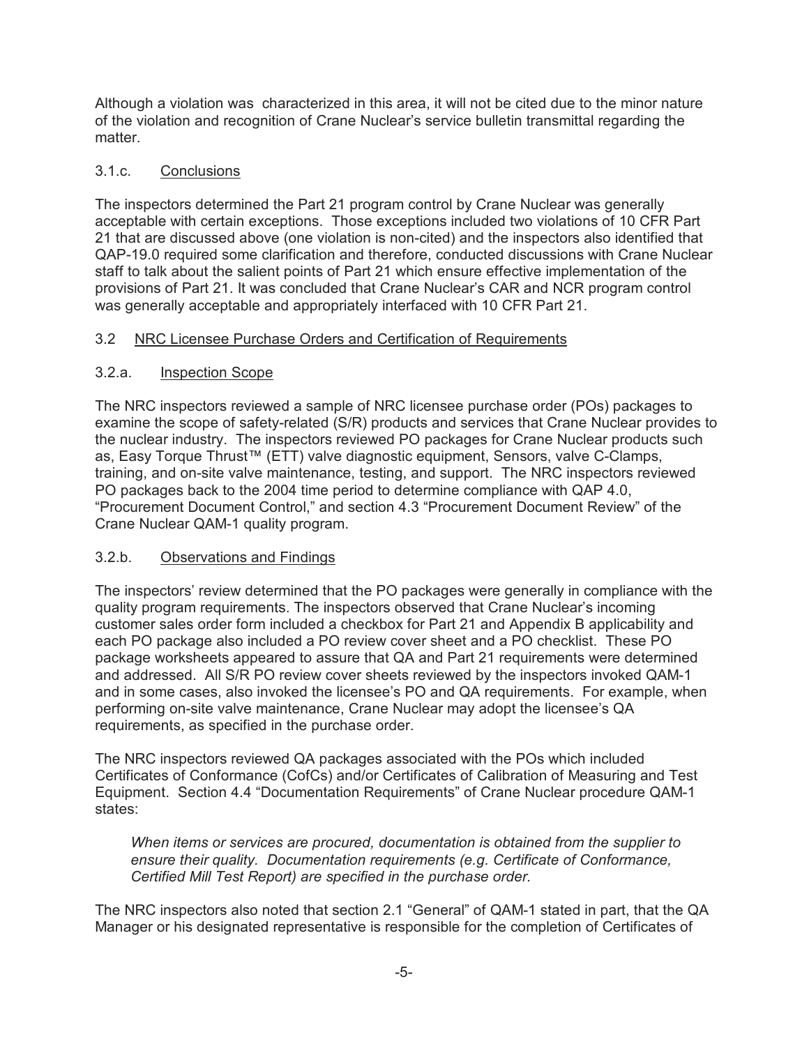Although a violation was characterized in this area, it will not be cited due to the minor nature of the violation and recognition of Crane Nuclear's service bulletin transmittal regarding the matter.

### 3.1.c. Conclusions

The inspectors determined the Part 21 program control by Crane Nuclear was generally acceptable with certain exceptions. Those exceptions included two violations of 10 CFR Part 21 that are discussed above (one violation is non-cited) and the inspectors also identified that QAP-19.0 required some clarification and therefore, conducted discussions with Crane Nuclear staff to talk about the salient points of Part 21 which ensure effective implementation of the provisions of Part 21. It was concluded that Crane Nuclear's CAR and NCR program control was generally acceptable and appropriately interfaced with 10 CFR Part 21.

## 3.2 NRC Licensee Purchase Orders and Certification of Requirements

### 3.2.a. Inspection Scope

The NRC inspectors reviewed a sample of NRC licensee purchase order (POs) packages to examine the scope of safety-related (S/R) products and services that Crane Nuclear provides to the nuclear industry. The inspectors reviewed PO packages for Crane Nuclear products such as, Easy Torque Thrust™ (ETT) valve diagnostic equipment, Sensors, valve C-Clamps, training, and on-site valve maintenance, testing, and support. The NRC inspectors reviewed PO packages back to the 2004 time period to determine compliance with QAP 4.0, "Procurement Document Control," and section 4.3 "Procurement Document Review" of the Crane Nuclear QAM-1 quality program.

### 3.2.b. Observations and Findings

The inspectors' review determined that the PO packages were generally in compliance with the quality program requirements. The inspectors observed that Crane Nuclear's incoming customer sales order form included a checkbox for Part 21 and Appendix B applicability and each PO package also included a PO review cover sheet and a PO checklist. These PO package worksheets appeared to assure that QA and Part 21 requirements were determined and addressed. All S/R PO review cover sheets reviewed by the inspectors invoked QAM-1 and in some cases, also invoked the licensee's PO and QA requirements. For example, when performing on-site valve maintenance, Crane Nuclear may adopt the licensee's QA requirements, as specified in the purchase order.

The NRC inspectors reviewed QA packages associated with the POs which included Certificates of Conformance (CofCs) and/or Certificates of Calibration of Measuring and Test Equipment. Section 4.4 "Documentation Requirements" of Crane Nuclear procedure QAM-1 states:

> *When items or services are procured, documentation is obtained from the supplier to ensure their quality. Documentation requirements (e.g. Certificate of Conformance, Certified Mill Test Report) are specified in the purchase order.*

The NRC inspectors also noted that section 2.1 "General" of QAM-1 stated in part, that the QA Manager or his designated representative is responsible for the completion of Certificates of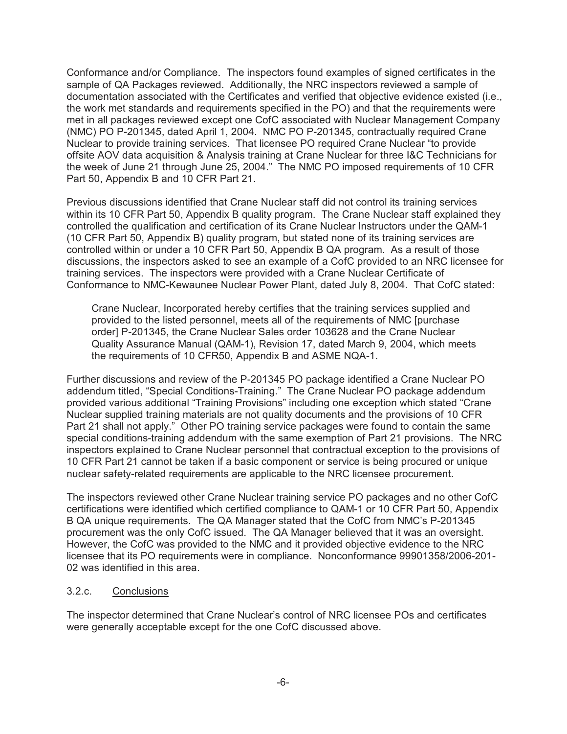Conformance and/or Compliance. The inspectors found examples of signed certificates in the sample of QA Packages reviewed. Additionally, the NRC inspectors reviewed a sample of documentation associated with the Certificates and verified that objective evidence existed (i.e., the work met standards and requirements specified in the PO) and that the requirements were met in all packages reviewed except one CofC associated with Nuclear Management Company (NMC) PO P-201345, dated April 1, 2004. NMC PO P-201345, contractually required Crane Nuclear to provide training services. That licensee PO required Crane Nuclear "to provide offsite AOV data acquisition & Analysis training at Crane Nuclear for three I&C Technicians for the week of June 21 through June 25, 2004." The NMC PO imposed requirements of 10 CFR Part 50, Appendix B and 10 CFR Part 21.

Previous discussions identified that Crane Nuclear staff did not control its training services within its 10 CFR Part 50, Appendix B quality program. The Crane Nuclear staff explained they controlled the qualification and certification of its Crane Nuclear Instructors under the QAM-1 (10 CFR Part 50, Appendix B) quality program, but stated none of its training services are controlled within or under a 10 CFR Part 50, Appendix B QA program. As a result of those discussions, the inspectors asked to see an example of a CofC provided to an NRC licensee for training services. The inspectors were provided with a Crane Nuclear Certificate of Conformance to NMC-Kewaunee Nuclear Power Plant, dated July 8, 2004. That CofC stated:

> Crane Nuclear, Incorporated hereby certifies that the training services supplied and provided to the listed personnel, meets all of the requirements of NMC [purchase order] P-201345, the Crane Nuclear Sales order 103628 and the Crane Nuclear Quality Assurance Manual (QAM-1), Revision 17, dated March 9, 2004, which meets the requirements of 10 CFR50, Appendix B and ASME NQA-1.

Further discussions and review of the P-201345 PO package identified a Crane Nuclear PO addendum titled, "Special Conditions-Training." The Crane Nuclear PO package addendum provided various additional "Training Provisions" including one exception which stated "Crane Nuclear supplied training materials are not quality documents and the provisions of 10 CFR Part 21 shall not apply." Other PO training service packages were found to contain the same special conditions-training addendum with the same exemption of Part 21 provisions. The NRC inspectors explained to Crane Nuclear personnel that contractual exception to the provisions of 10 CFR Part 21 cannot be taken if a basic component or service is being procured or unique nuclear safety-related requirements are applicable to the NRC licensee procurement.

The inspectors reviewed other Crane Nuclear training service PO packages and no other CofC certifications were identified which certified compliance to QAM-1 or 10 CFR Part 50, Appendix B QA unique requirements. The QA Manager stated that the CofC from NMC's P-201345 procurement was the only CofC issued. The QA Manager believed that it was an oversight. However, the CofC was provided to the NMC and it provided objective evidence to the NRC licensee that its PO requirements were in compliance. Nonconformance 99901358/2006-201-02 was identified in this area.

### 3.2.c. Conclusions

The inspector determined that Crane Nuclear's control of NRC licensee POs and certificates were generally acceptable except for the one CofC discussed above.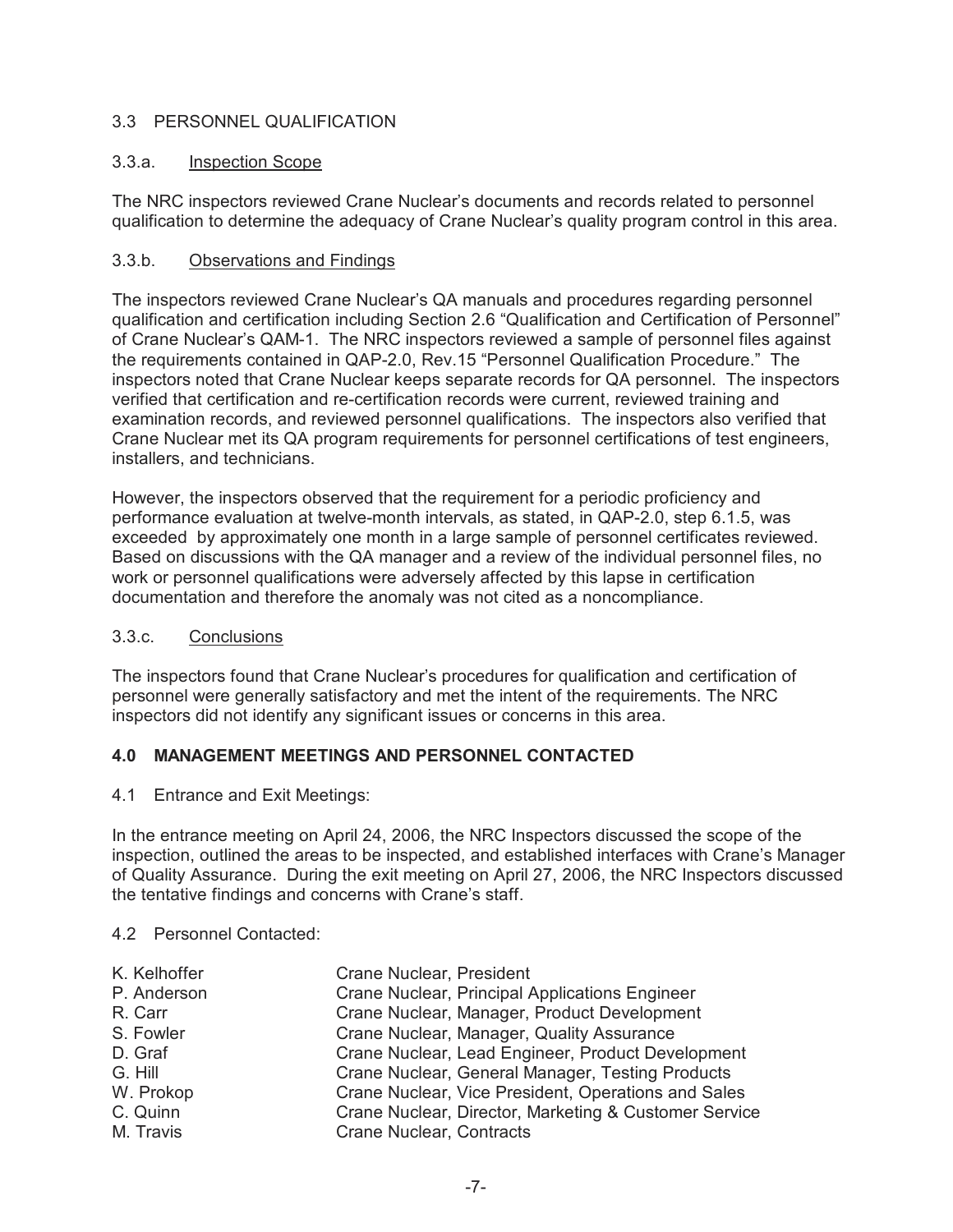### 3.3 PERSONNEL QUALIFICATION

3.3.a. Inspection Scope

The NRC inspectors reviewed Crane Nuclear's documents and records related to personnel qualification to determine the adequacy of Crane Nuclear's quality program control in this area.

3.3.b. Observations and Findings

The inspectors reviewed Crane Nuclear's QA manuals and procedures regarding personnel qualification and certification including Section 2.6 "Qualification and Certification of Personnel" of Crane Nuclear's QAM-1. The NRC inspectors reviewed a sample of personnel files against the requirements contained in QAP-2.0, Rev.15 "Personnel Qualification Procedure." The inspectors noted that Crane Nuclear keeps separate records for QA personnel. The inspectors verified that certification and re-certification records were current, reviewed training and examination records, and reviewed personnel qualifications. The inspectors also verified that Crane Nuclear met its QA program requirements for personnel certifications of test engineers, installers, and technicians.

However, the inspectors observed that the requirement for a periodic proficiency and performance evaluation at twelve-month intervals, as stated, in QAP-2.0, step 6.1.5, was exceeded by approximately one month in a large sample of personnel certificates reviewed. Based on discussions with the QA manager and a review of the individual personnel files, no work or personnel qualifications were adversely affected by this lapse in certification documentation and therefore the anomaly was not cited as a noncompliance.

3.3.c. Conclusions

The inspectors found that Crane Nuclear's procedures for qualification and certification of personnel were generally satisfactory and met the intent of the requirements. The NRC inspectors did not identify any significant issues or concerns in this area.

## 4.0 MANAGEMENT MEETINGS AND PERSONNEL CONTACTED

4.1 Entrance and Exit Meetings:

In the entrance meeting on April 24, 2006, the NRC Inspectors discussed the scope of the inspection, outlined the areas to be inspected, and established interfaces with Crane's Manager of Quality Assurance. During the exit meeting on April 27, 2006, the NRC Inspectors discussed the tentative findings and concerns with Crane's staff.

4.2 Personnel Contacted:

| | |
|---|---|
| K. Kelhoffer | Crane Nuclear, President |
| P. Anderson | Crane Nuclear, Principal Applications Engineer |
| R. Carr | Crane Nuclear, Manager, Product Development |
| S. Fowler | Crane Nuclear, Manager, Quality Assurance |
| D. Graf | Crane Nuclear, Lead Engineer, Product Development |
| G. Hill | Crane Nuclear, General Manager, Testing Products |
| W. Prokop | Crane Nuclear, Vice President, Operations and Sales |
| C. Quinn | Crane Nuclear, Director, Marketing & Customer Service |
| M. Travis | Crane Nuclear, Contracts |